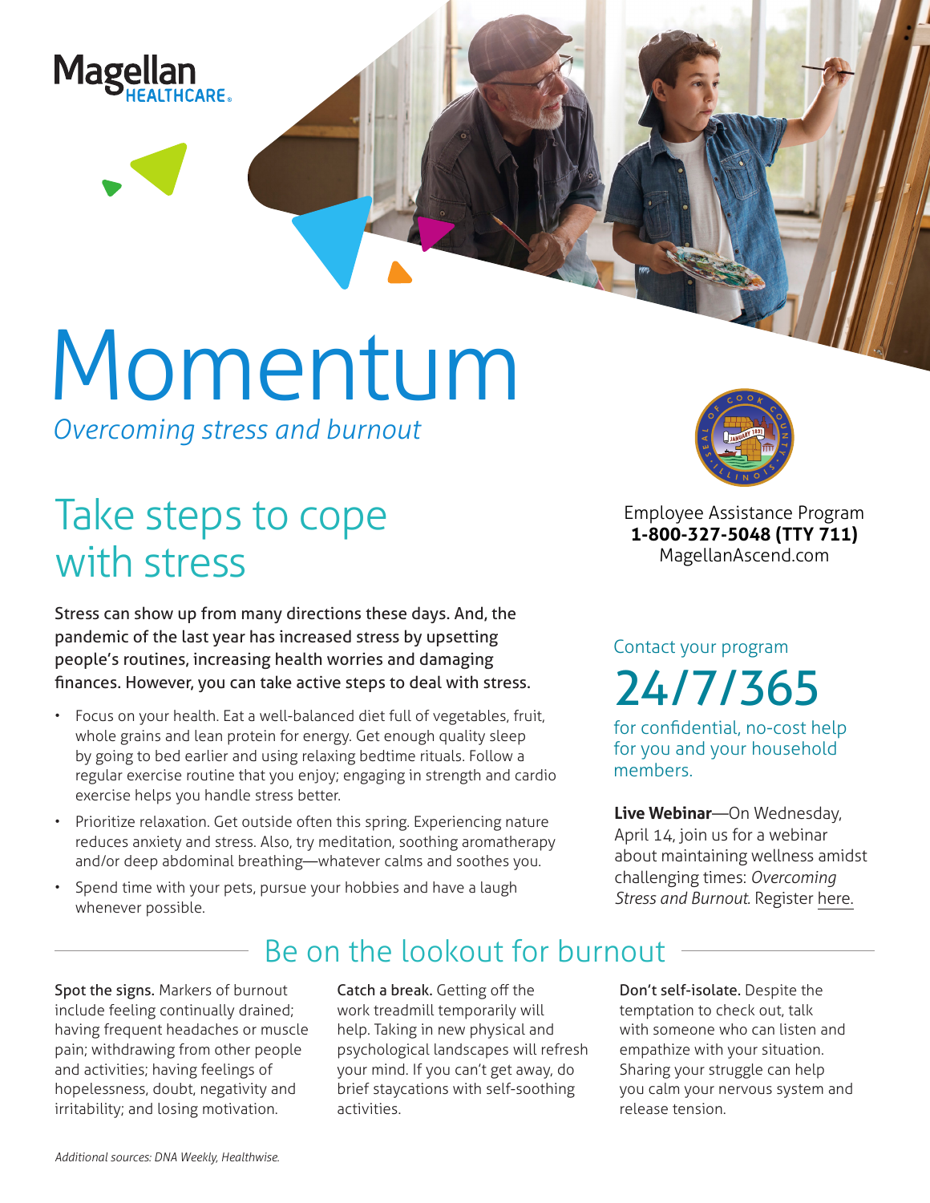Magellan HEALTHCARE

# Momentum

*Overcoming stress and burnout*

## Take steps to cope with stress

Stress can show up from many directions these days. And, the pandemic of the last year has increased stress by upsetting people's routines, increasing health worries and damaging finances. However, you can take active steps to deal with stress.

- Focus on your health. Eat a well-balanced diet full of vegetables, fruit, whole grains and lean protein for energy. Get enough quality sleep by going to bed earlier and using relaxing bedtime rituals. Follow a regular exercise routine that you enjoy; engaging in strength and cardio exercise helps you handle stress better.
- Prioritize relaxation. Get outside often this spring. Experiencing nature reduces anxiety and stress. Also, try meditation, soothing aromatherapy and/or deep abdominal breathing—whatever calms and soothes you.
- Spend time with your pets, pursue your hobbies and have a laugh whenever possible.

Employee Assistance Program
**1-800-327-5048 (TTY 711)**
MagellanAscend.com

Contact your program

## 24/7/365

for confidential, no-cost help for you and your household members.

**Live Webinar**—On Wednesday, April 14, join us for a webinar about maintaining wellness amidst challenging times: *Overcoming Stress and Burnout.* Register here.

## Be on the lookout for burnout

**Spot the signs.** Markers of burnout include feeling continually drained; having frequent headaches or muscle pain; withdrawing from other people and activities; having feelings of hopelessness, doubt, negativity and irritability; and losing motivation.

**Catch a break.** Getting off the work treadmill temporarily will help. Taking in new physical and psychological landscapes will refresh your mind. If you can't get away, do brief staycations with self-soothing activities.

**Don't self-isolate.** Despite the temptation to check out, talk with someone who can listen and empathize with your situation. Sharing your struggle can help you calm your nervous system and release tension.

*Additional sources: DNA Weekly, Healthwise.*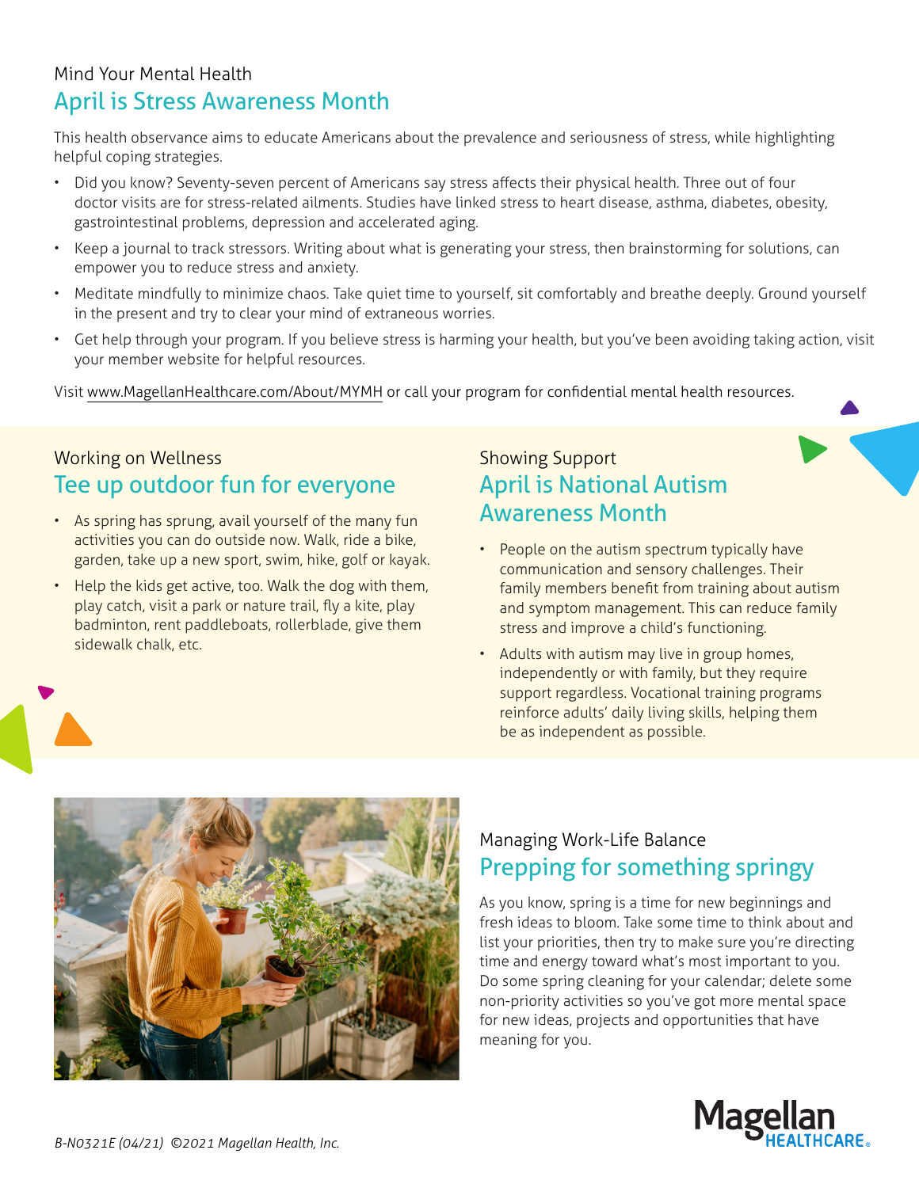Mind Your Mental Health

## April is Stress Awareness Month

This health observance aims to educate Americans about the prevalence and seriousness of stress, while highlighting helpful coping strategies.

- Did you know? Seventy-seven percent of Americans say stress affects their physical health. Three out of four doctor visits are for stress-related ailments. Studies have linked stress to heart disease, asthma, diabetes, obesity, gastrointestinal problems, depression and accelerated aging.
- Keep a journal to track stressors. Writing about what is generating your stress, then brainstorming for solutions, can empower you to reduce stress and anxiety.
- Meditate mindfully to minimize chaos. Take quiet time to yourself, sit comfortably and breathe deeply. Ground yourself in the present and try to clear your mind of extraneous worries.
- Get help through your program. If you believe stress is harming your health, but you've been avoiding taking action, visit your member website for helpful resources.

Visit www.MagellanHealthcare.com/About/MYMH or call your program for confidential mental health resources.

Working on Wellness

## Tee up outdoor fun for everyone

- As spring has sprung, avail yourself of the many fun activities you can do outside now. Walk, ride a bike, garden, take up a new sport, swim, hike, golf or kayak.
- Help the kids get active, too. Walk the dog with them, play catch, visit a park or nature trail, fly a kite, play badminton, rent paddleboats, rollerblade, give them sidewalk chalk, etc.

Showing Support

## April is National Autism Awareness Month

- People on the autism spectrum typically have communication and sensory challenges. Their family members benefit from training about autism and symptom management. This can reduce family stress and improve a child's functioning.
- Adults with autism may live in group homes, independently or with family, but they require support regardless. Vocational training programs reinforce adults' daily living skills, helping them be as independent as possible.

Managing Work-Life Balance

## Prepping for something springy

As you know, spring is a time for new beginnings and fresh ideas to bloom. Take some time to think about and list your priorities, then try to make sure you're directing time and energy toward what's most important to you. Do some spring cleaning for your calendar; delete some non-priority activities so you've got more mental space for new ideas, projects and opportunities that have meaning for you.

*B-N0321E (04/21) ©2021 Magellan Health, Inc.*

Magellan HEALTHCARE